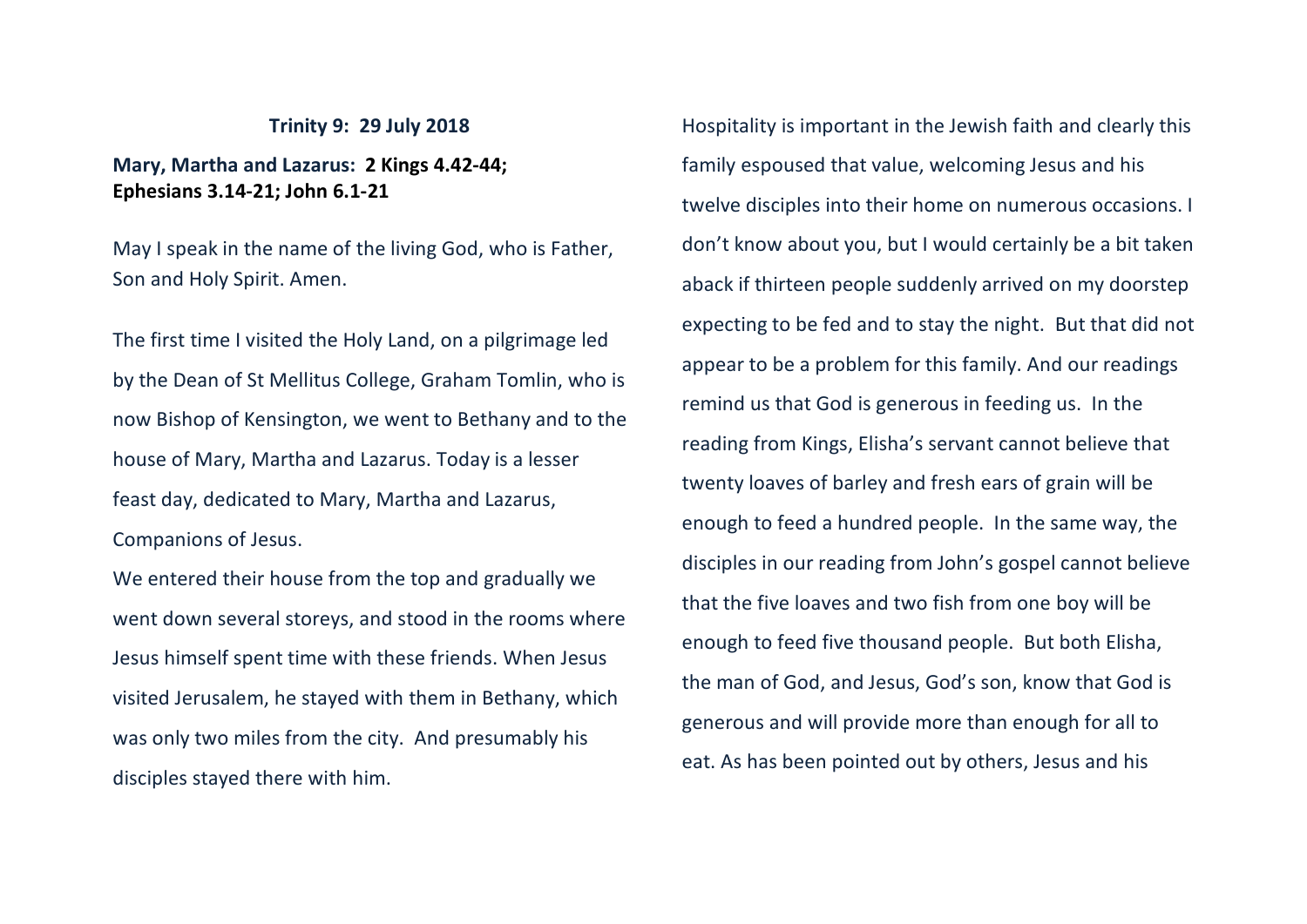**Trinity 9: 29 July 2018**

**Mary, Martha and Lazarus: 2 Kings 4.42-44; Ephesians 3.14-21; John 6.1-21**

May I speak in the name of the living God, who is Father, Son and Holy Spirit. Amen.

The first time I visited the Holy Land, on a pilgrimage led by the Dean of St Mellitus College, Graham Tomlin, who is now Bishop of Kensington, we went to Bethany and to the house of Mary, Martha and Lazarus. Today is a lesser feast day, dedicated to Mary, Martha and Lazarus, Companions of Jesus.

We entered their house from the top and gradually we went down several storeys, and stood in the rooms where Jesus himself spent time with these friends. When Jesus visited Jerusalem, he stayed with them in Bethany, which was only two miles from the city. And presumably his disciples stayed there with him.

Hospitality is important in the Jewish faith and clearly this family espoused that value, welcoming Jesus and his twelve disciples into their home on numerous occasions. I don't know about you, but I would certainly be a bit taken aback if thirteen people suddenly arrived on my doorstep expecting to be fed and to stay the night. But that did not appear to be a problem for this family. And our readings remind us that God is generous in feeding us. In the reading from Kings, Elisha's servant cannot believe that twenty loaves of barley and fresh ears of grain will be enough to feed a hundred people. In the same way, the disciples in our reading from John's gospel cannot believe that the five loaves and two fish from one boy will be enough to feed five thousand people. But both Elisha, the man of God, and Jesus, God's son, know that God is generous and will provide more than enough for all to eat. As has been pointed out by others, Jesus and his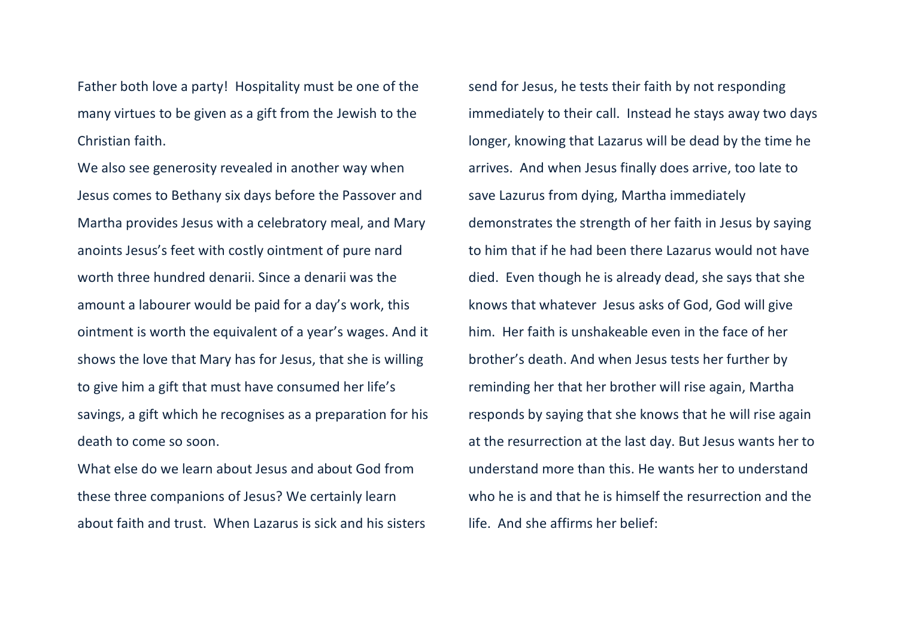Father both love a party! Hospitality must be one of the many virtues to be given as a gift from the Jewish to the Christian faith.

We also see generosity revealed in another way when Jesus comes to Bethany six days before the Passover and Martha provides Jesus with a celebratory meal, and Mary anoints Jesus's feet with costly ointment of pure nard worth three hundred denarii. Since a denarii was the amount a labourer would be paid for a day's work, this ointment is worth the equivalent of a year's wages. And it shows the love that Mary has for Jesus, that she is willing to give him a gift that must have consumed her life's savings, a gift which he recognises as a preparation for his death to come so soon.

What else do we learn about Jesus and about God from these three companions of Jesus? We certainly learn about faith and trust. When Lazarus is sick and his sisters send for Jesus, he tests their faith by not responding immediately to their call. Instead he stays away two days longer, knowing that Lazarus will be dead by the time he arrives. And when Jesus finally does arrive, too late to save Lazurus from dying, Martha immediately demonstrates the strength of her faith in Jesus by saying to him that if he had been there Lazarus would not have died. Even though he is already dead, she says that she knows that whatever Jesus asks of God, God will give him. Her faith is unshakeable even in the face of her brother's death. And when Jesus tests her further by reminding her that her brother will rise again, Martha responds by saying that she knows that he will rise again at the resurrection at the last day. But Jesus wants her to understand more than this. He wants her to understand who he is and that he is himself the resurrection and the life. And she affirms her belief: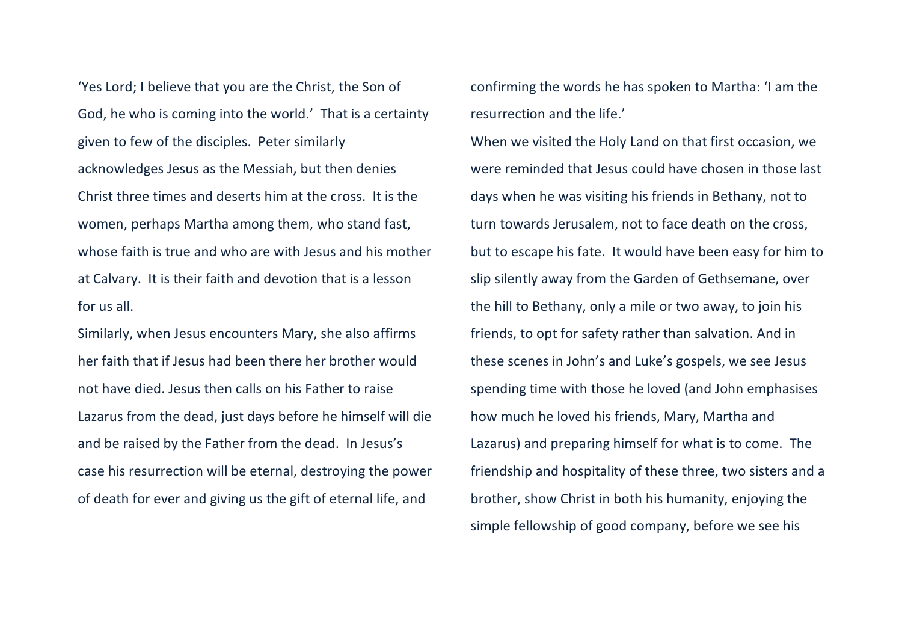'Yes Lord; I believe that you are the Christ, the Son of God, he who is coming into the world.' That is a certainty given to few of the disciples. Peter similarly acknowledges Jesus as the Messiah, but then denies Christ three times and deserts him at the cross. It is the women, perhaps Martha among them, who stand fast, whose faith is true and who are with Jesus and his mother at Calvary. It is their faith and devotion that is a lesson for us all.

Similarly, when Jesus encounters Mary, she also affirms her faith that if Jesus had been there her brother would not have died. Jesus then calls on his Father to raise Lazarus from the dead, just days before he himself will die and be raised by the Father from the dead. In Jesus's case his resurrection will be eternal, destroying the power of death for ever and giving us the gift of eternal life, and confirming the words he has spoken to Martha: 'I am the resurrection and the life.'

When we visited the Holy Land on that first occasion, we were reminded that Jesus could have chosen in those last days when he was visiting his friends in Bethany, not to turn towards Jerusalem, not to face death on the cross, but to escape his fate. It would have been easy for him to slip silently away from the Garden of Gethsemane, over the hill to Bethany, only a mile or two away, to join his friends, to opt for safety rather than salvation. And in these scenes in John's and Luke's gospels, we see Jesus spending time with those he loved (and John emphasises how much he loved his friends, Mary, Martha and Lazarus) and preparing himself for what is to come. The friendship and hospitality of these three, two sisters and a brother, show Christ in both his humanity, enjoying the simple fellowship of good company, before we see his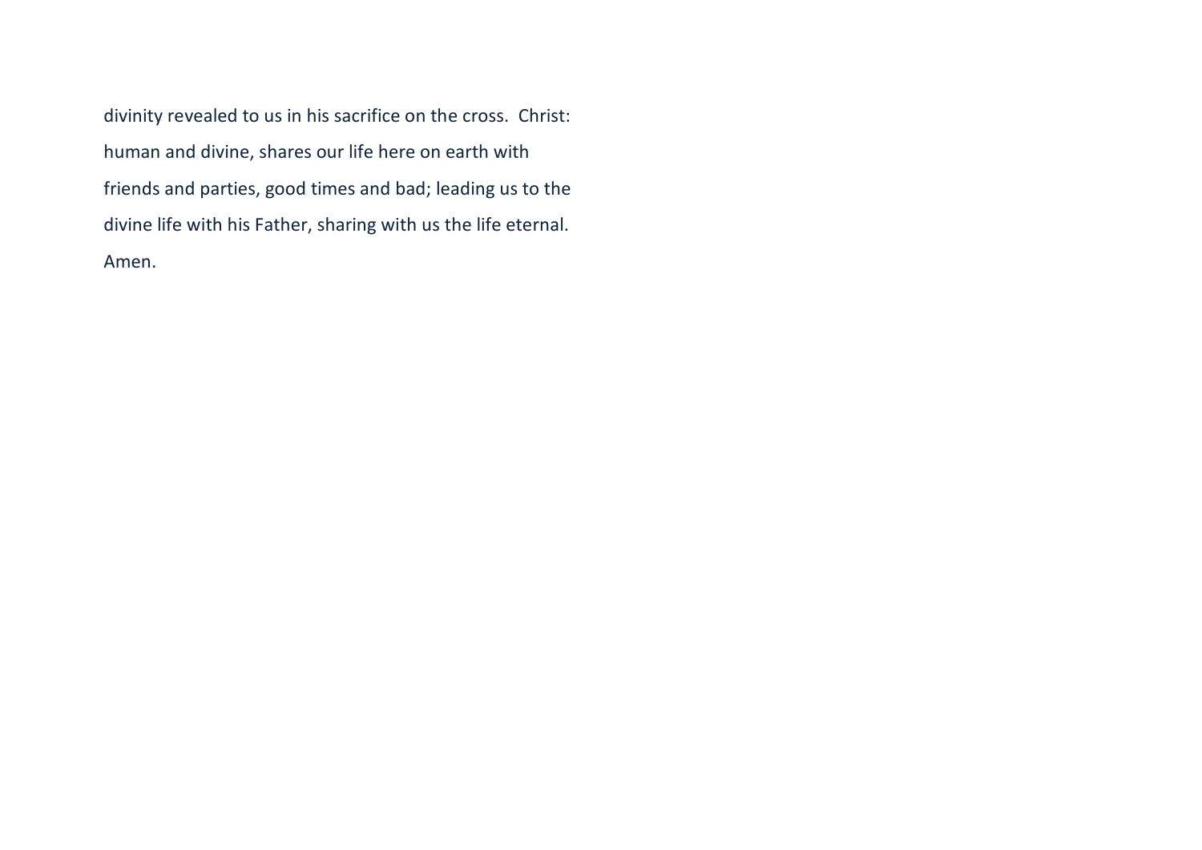divinity revealed to us in his sacrifice on the cross. Christ: human and divine, shares our life here on earth with friends and parties, good times and bad; leading us to the divine life with his Father, sharing with us the life eternal. Amen.